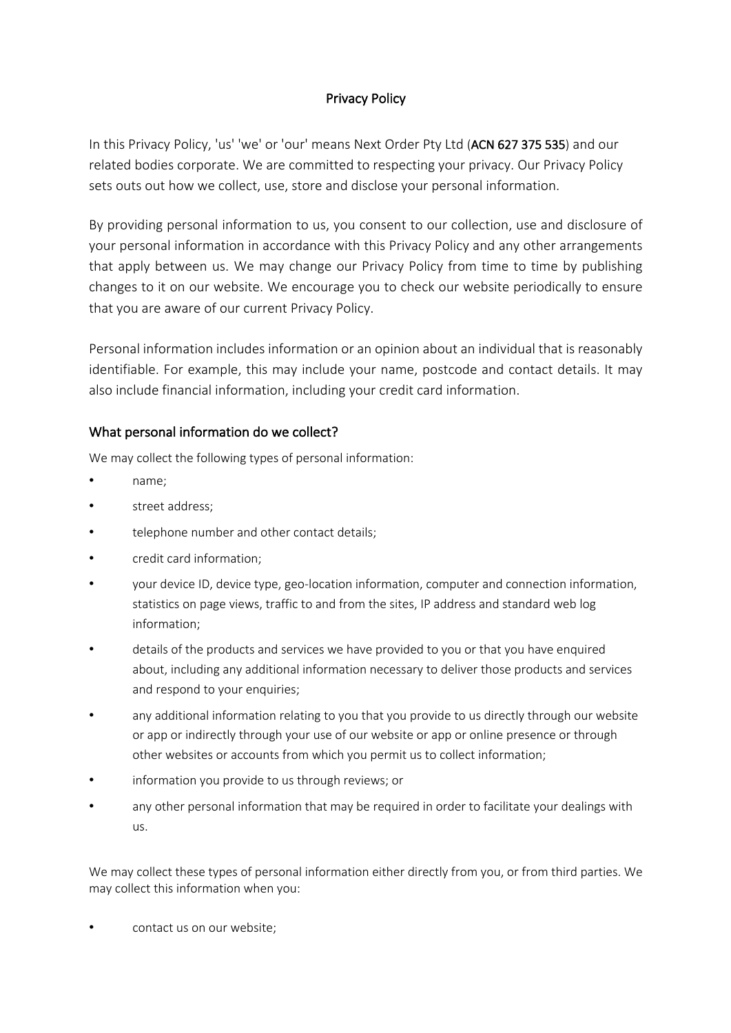# Privacy Policy

In this Privacy Policy, 'us' 'we' or 'our' means Next Order Pty Ltd (**ACN 627 375 535**) and our related bodies corporate. We are committed to respecting your privacy. Our Privacy Policy sets outs out how we collect, use, store and disclose your personal information.

By providing personal information to us, you consent to our collection, use and disclosure of your personal information in accordance with this Privacy Policy and any other arrangements that apply between us. We may change our Privacy Policy from time to time by publishing changes to it on our website. We encourage you to check our website periodically to ensure that you are aware of our current Privacy Policy.

Personal information includes information or an opinion about an individual that is reasonably identifiable. For example, this may include your name, postcode and contact details. It may also include financial information, including your credit card information.

## What personal information do we collect?

We may collect the following types of personal information:

- name;
- street address;
- telephone number and other contact details;
- credit card information;
- your device ID, device type, geo-location information, computer and connection information, statistics on page views, traffic to and from the sites, IP address and standard web log information;
- details of the products and services we have provided to you or that you have enquired about, including any additional information necessary to deliver those products and services and respond to your enquiries;
- any additional information relating to you that you provide to us directly through our website or app or indirectly through your use of our website or app or online presence or through other websites or accounts from which you permit us to collect information;
- information you provide to us through reviews; or
- any other personal information that may be required in order to facilitate your dealings with us.

We may collect these types of personal information either directly from you, or from third parties. We may collect this information when you:

- contact us on our website;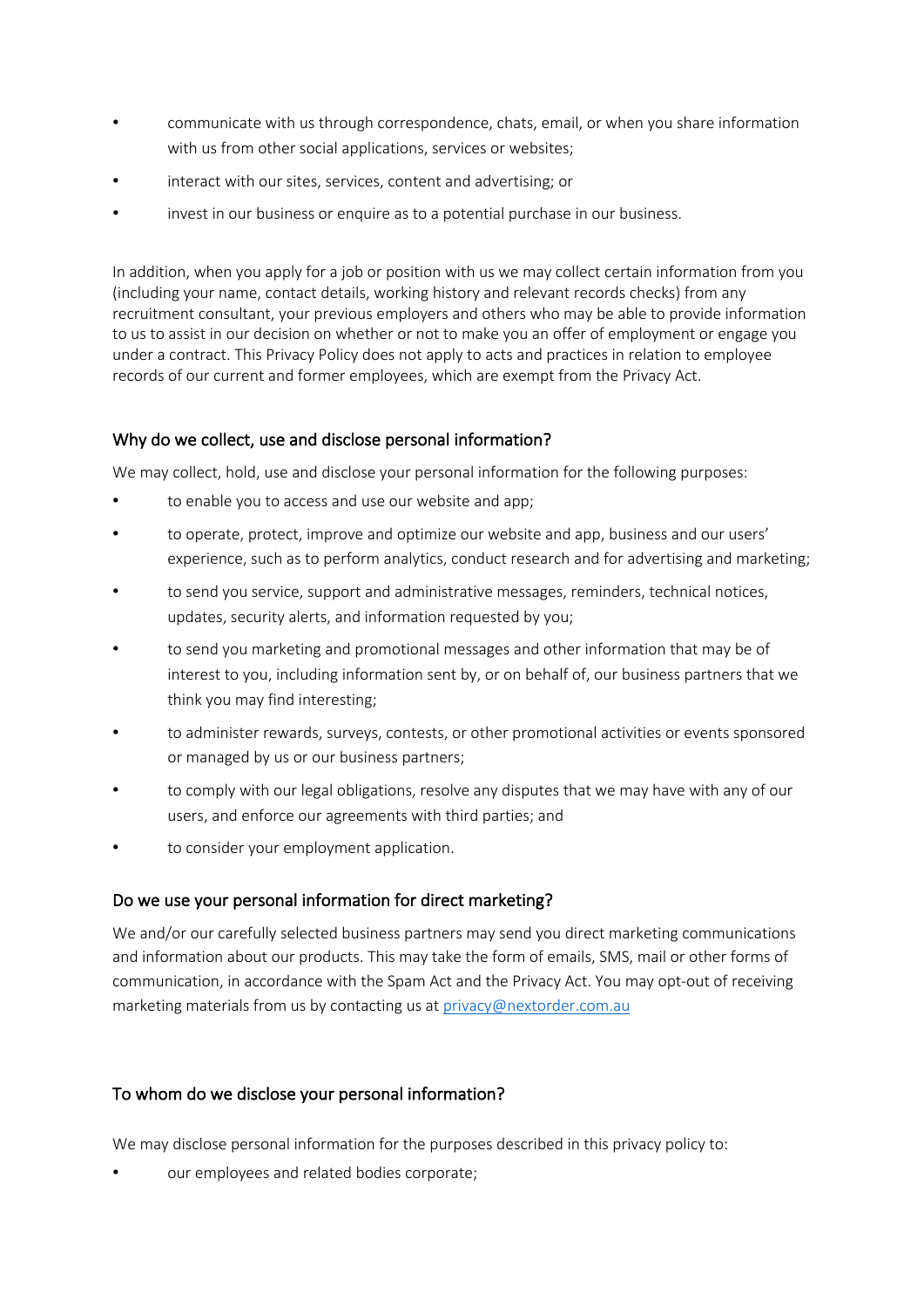- communicate with us through correspondence, chats, email, or when you share information with us from other social applications, services or websites;
- interact with our sites, services, content and advertising; or
- invest in our business or enquire as to a potential purchase in our business.

In addition, when you apply for a job or position with us we may collect certain information from you (including your name, contact details, working history and relevant records checks) from any recruitment consultant, your previous employers and others who may be able to provide information to us to assist in our decision on whether or not to make you an offer of employment or engage you under a contract. This Privacy Policy does not apply to acts and practices in relation to employee records of our current and former employees, which are exempt from the Privacy Act.

### Why do we collect, use and disclose personal information?

We may collect, hold, use and disclose your personal information for the following purposes:

- to enable you to access and use our website and app;
- to operate, protect, improve and optimize our website and app, business and our users' experience, such as to perform analytics, conduct research and for advertising and marketing;
- to send you service, support and administrative messages, reminders, technical notices, updates, security alerts, and information requested by you;
- to send you marketing and promotional messages and other information that may be of interest to you, including information sent by, or on behalf of, our business partners that we think you may find interesting;
- to administer rewards, surveys, contests, or other promotional activities or events sponsored or managed by us or our business partners;
- to comply with our legal obligations, resolve any disputes that we may have with any of our users, and enforce our agreements with third parties; and
- to consider your employment application.

### Do we use your personal information for direct marketing?

We and/or our carefully selected business partners may send you direct marketing communications and information about our products. This may take the form of emails, SMS, mail or other forms of communication, in accordance with the Spam Act and the Privacy Act. You may opt-out of receiving marketing materials from us by contacting us at privacy@nextorder.com.au

### To whom do we disclose your personal information?

We may disclose personal information for the purposes described in this privacy policy to:

- our employees and related bodies corporate;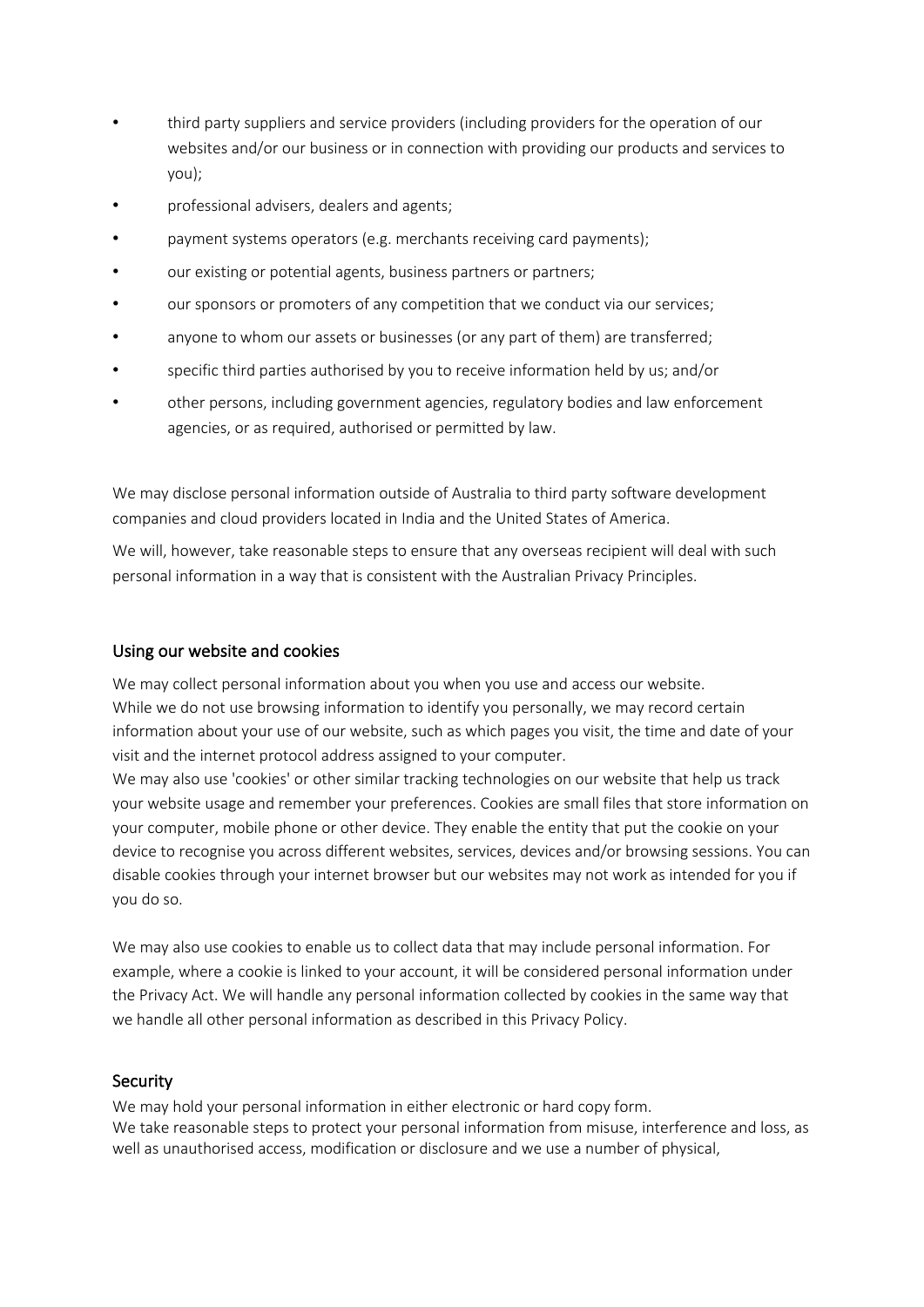- third party suppliers and service providers (including providers for the operation of our websites and/or our business or in connection with providing our products and services to you);
- professional advisers, dealers and agents;
- payment systems operators (e.g. merchants receiving card payments);
- our existing or potential agents, business partners or partners;
- our sponsors or promoters of any competition that we conduct via our services;
- anyone to whom our assets or businesses (or any part of them) are transferred;
- specific third parties authorised by you to receive information held by us; and/or
- other persons, including government agencies, regulatory bodies and law enforcement agencies, or as required, authorised or permitted by law.

We may disclose personal information outside of Australia to third party software development companies and cloud providers located in India and the United States of America.

We will, however, take reasonable steps to ensure that any overseas recipient will deal with such personal information in a way that is consistent with the Australian Privacy Principles.

## Using our website and cookies

We may collect personal information about you when you use and access our website.
While we do not use browsing information to identify you personally, we may record certain information about your use of our website, such as which pages you visit, the time and date of your visit and the internet protocol address assigned to your computer.
We may also use 'cookies' or other similar tracking technologies on our website that help us track your website usage and remember your preferences. Cookies are small files that store information on your computer, mobile phone or other device. They enable the entity that put the cookie on your device to recognise you across different websites, services, devices and/or browsing sessions. You can disable cookies through your internet browser but our websites may not work as intended for you if you do so.

We may also use cookies to enable us to collect data that may include personal information. For example, where a cookie is linked to your account, it will be considered personal information under the Privacy Act. We will handle any personal information collected by cookies in the same way that we handle all other personal information as described in this Privacy Policy.

## Security

We may hold your personal information in either electronic or hard copy form.
We take reasonable steps to protect your personal information from misuse, interference and loss, as well as unauthorised access, modification or disclosure and we use a number of physical,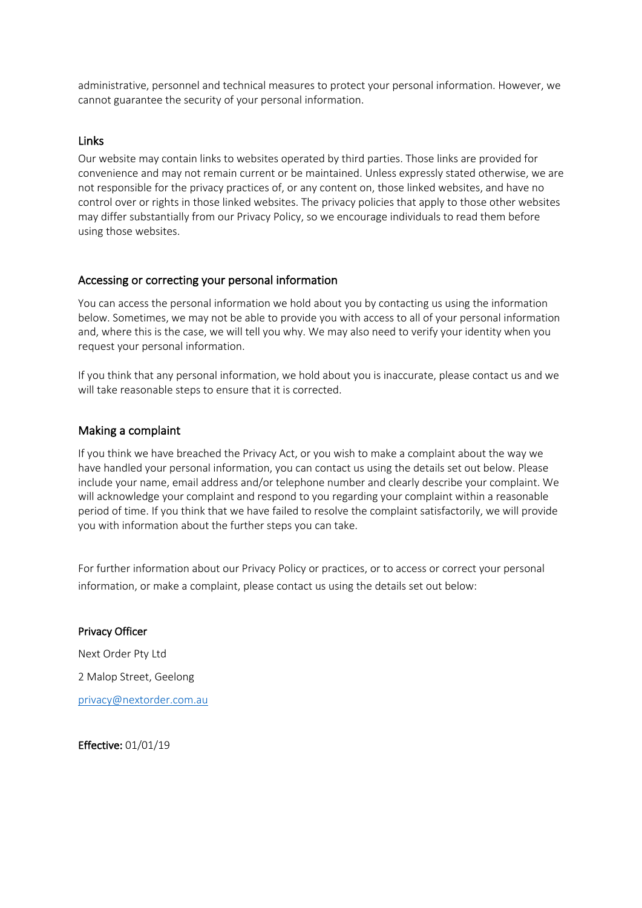administrative, personnel and technical measures to protect your personal information. However, we cannot guarantee the security of your personal information.

## Links

Our website may contain links to websites operated by third parties. Those links are provided for convenience and may not remain current or be maintained. Unless expressly stated otherwise, we are not responsible for the privacy practices of, or any content on, those linked websites, and have no control over or rights in those linked websites. The privacy policies that apply to those other websites may differ substantially from our Privacy Policy, so we encourage individuals to read them before using those websites.

## Accessing or correcting your personal information

You can access the personal information we hold about you by contacting us using the information below. Sometimes, we may not be able to provide you with access to all of your personal information and, where this is the case, we will tell you why. We may also need to verify your identity when you request your personal information.

If you think that any personal information, we hold about you is inaccurate, please contact us and we will take reasonable steps to ensure that it is corrected.

## Making a complaint

If you think we have breached the Privacy Act, or you wish to make a complaint about the way we have handled your personal information, you can contact us using the details set out below. Please include your name, email address and/or telephone number and clearly describe your complaint. We will acknowledge your complaint and respond to you regarding your complaint within a reasonable period of time. If you think that we have failed to resolve the complaint satisfactorily, we will provide you with information about the further steps you can take.

For further information about our Privacy Policy or practices, or to access or correct your personal information, or make a complaint, please contact us using the details set out below:

Privacy Officer

Next Order Pty Ltd

2 Malop Street, Geelong

privacy@nextorder.com.au

**Effective:** 01/01/19